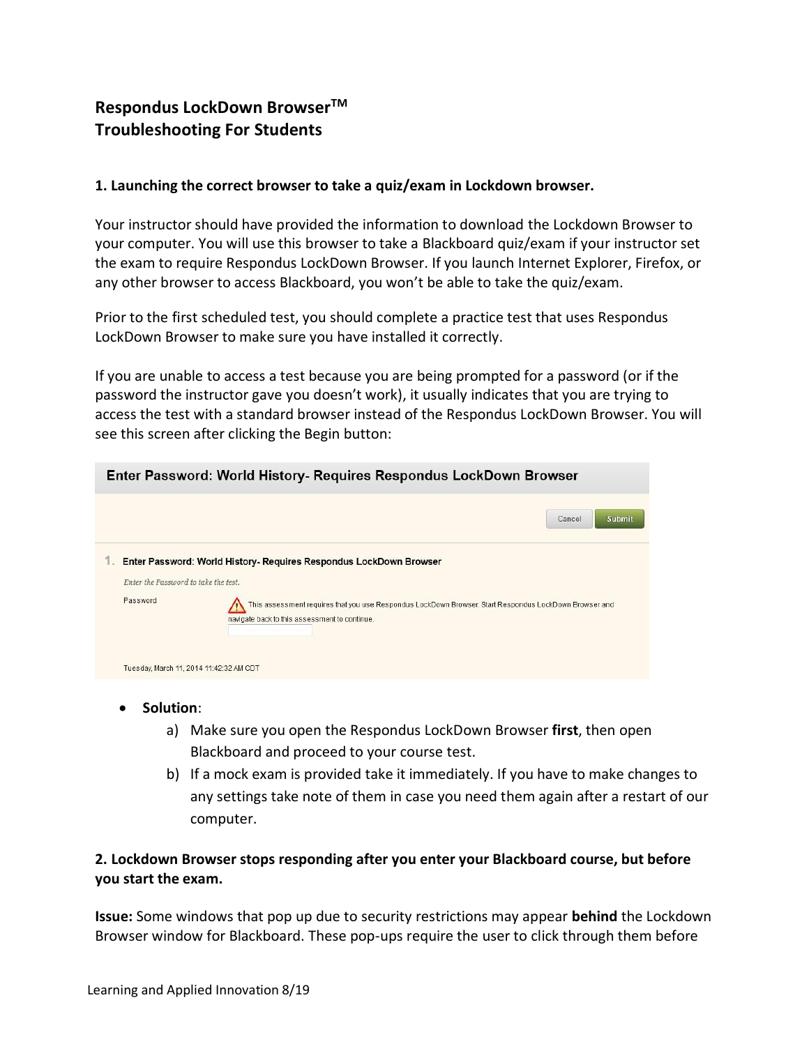# Respondus LockDown Browser™
# Troubleshooting For Students

### 1. Launching the correct browser to take a quiz/exam in Lockdown browser.

Your instructor should have provided the information to download the Lockdown Browser to your computer. You will use this browser to take a Blackboard quiz/exam if your instructor set the exam to require Respondus LockDown Browser. If you launch Internet Explorer, Firefox, or any other browser to access Blackboard, you won't be able to take the quiz/exam.

Prior to the first scheduled test, you should complete a practice test that uses Respondus LockDown Browser to make sure you have installed it correctly.

If you are unable to access a test because you are being prompted for a password (or if the password the instructor gave you doesn't work), it usually indicates that you are trying to access the test with a standard browser instead of the Respondus LockDown Browser. You will see this screen after clicking the Begin button:

**Enter Password: World History- Requires Respondus LockDown Browser**

Cancel | Submit

1. **Enter Password: World History- Requires Respondus LockDown Browser**

*Enter the Password to take the test.*

Password — This assessment requires that you use Respondus LockDown Browser. Start Respondus LockDown Browser and navigate back to this assessment to continue.

Tuesday, March 11, 2014 11:42:32 AM CDT

- **Solution**:
    a) Make sure you open the Respondus LockDown Browser **first**, then open Blackboard and proceed to your course test.
    b) If a mock exam is provided take it immediately. If you have to make changes to any settings take note of them in case you need them again after a restart of our computer.

### 2. Lockdown Browser stops responding after you enter your Blackboard course, but before you start the exam.

**Issue:** Some windows that pop up due to security restrictions may appear **behind** the Lockdown Browser window for Blackboard. These pop-ups require the user to click through them before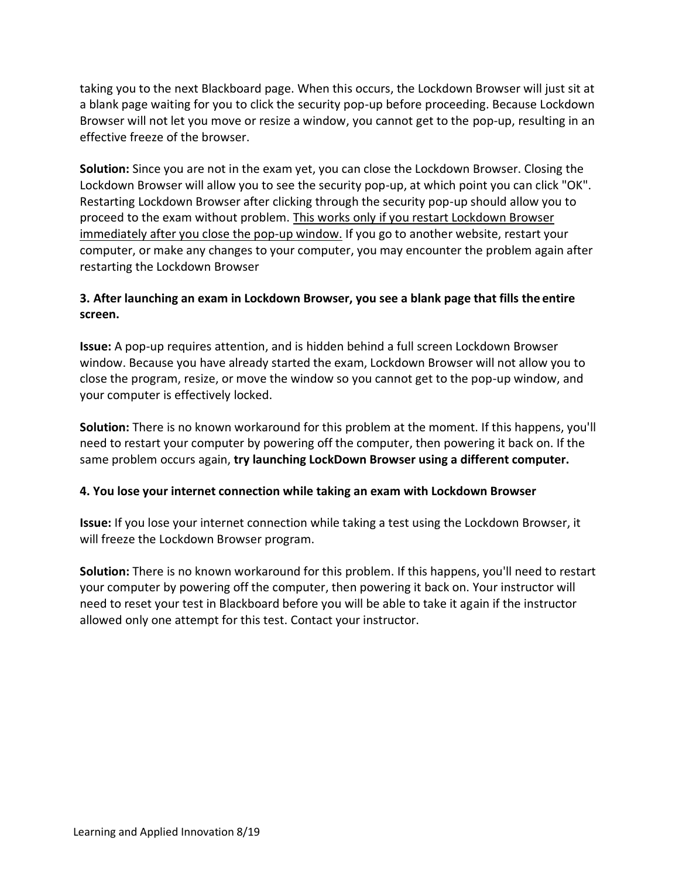taking you to the next Blackboard page. When this occurs, the Lockdown Browser will just sit at a blank page waiting for you to click the security pop-up before proceeding. Because Lockdown Browser will not let you move or resize a window, you cannot get to the pop-up, resulting in an effective freeze of the browser.

**Solution:** Since you are not in the exam yet, you can close the Lockdown Browser. Closing the Lockdown Browser will allow you to see the security pop-up, at which point you can click "OK". Restarting Lockdown Browser after clicking through the security pop-up should allow you to proceed to the exam without problem. <u>This works only if you restart Lockdown Browser immediately after you close the pop-up window.</u> If you go to another website, restart your computer, or make any changes to your computer, you may encounter the problem again after restarting the Lockdown Browser

**3. After launching an exam in Lockdown Browser, you see a blank page that fills the entire screen.**

**Issue:** A pop-up requires attention, and is hidden behind a full screen Lockdown Browser window. Because you have already started the exam, Lockdown Browser will not allow you to close the program, resize, or move the window so you cannot get to the pop-up window, and your computer is effectively locked.

**Solution:** There is no known workaround for this problem at the moment. If this happens, you'll need to restart your computer by powering off the computer, then powering it back on. If the same problem occurs again, **try launching LockDown Browser using a different computer.**

**4. You lose your internet connection while taking an exam with Lockdown Browser**

**Issue:** If you lose your internet connection while taking a test using the Lockdown Browser, it will freeze the Lockdown Browser program.

**Solution:** There is no known workaround for this problem. If this happens, you'll need to restart your computer by powering off the computer, then powering it back on. Your instructor will need to reset your test in Blackboard before you will be able to take it again if the instructor allowed only one attempt for this test. Contact your instructor.